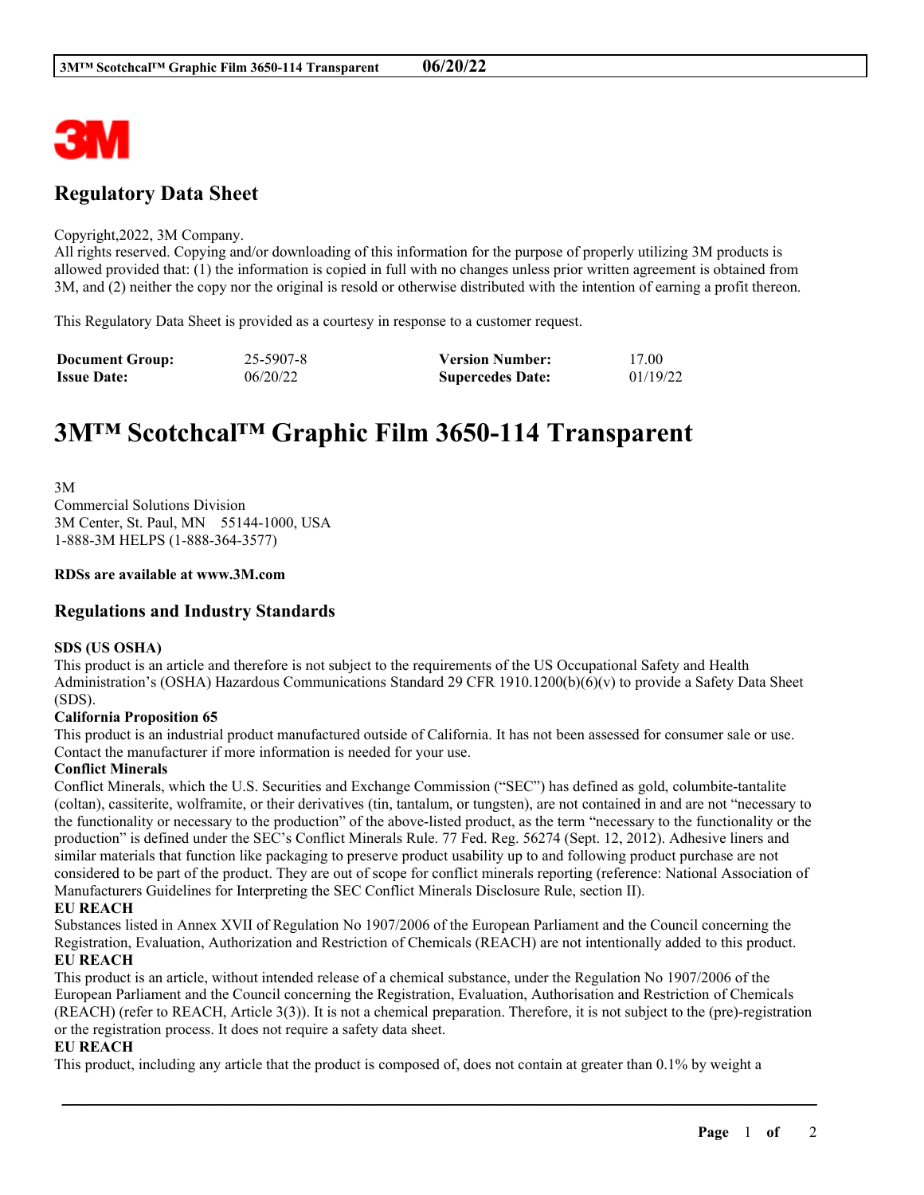## Regulatory Data Sheet

Copyright,2022, 3M Company.
All rights reserved. Copying and/or downloading of this information for the purpose of properly utilizing 3M products is allowed provided that: (1) the information is copied in full with no changes unless prior written agreement is obtained from 3M, and (2) neither the copy nor the original is resold or otherwise distributed with the intention of earning a profit thereon.

This Regulatory Data Sheet is provided as a courtesy in response to a customer request.

| | | | |
|---|---|---|---|
| **Document Group:** | 25-5907-8 | **Version Number:** | 17.00 |
| **Issue Date:** | 06/20/22 | **Supercedes Date:** | 01/19/22 |

# 3M™ Scotchcal™ Graphic Film 3650-114 Transparent

3M
Commercial Solutions Division
3M Center, St. Paul, MN 55144-1000, USA
1-888-3M HELPS (1-888-364-3577)

**RDSs are available at www.3M.com**

## Regulations and Industry Standards

**SDS (US OSHA)**
This product is an article and therefore is not subject to the requirements of the US Occupational Safety and Health Administration's (OSHA) Hazardous Communications Standard 29 CFR 1910.1200(b)(6)(v) to provide a Safety Data Sheet (SDS).

**California Proposition 65**
This product is an industrial product manufactured outside of California. It has not been assessed for consumer sale or use. Contact the manufacturer if more information is needed for your use.

**Conflict Minerals**
Conflict Minerals, which the U.S. Securities and Exchange Commission ("SEC") has defined as gold, columbite-tantalite (coltan), cassiterite, wolframite, or their derivatives (tin, tantalum, or tungsten), are not contained in and are not "necessary to the functionality or necessary to the production" of the above-listed product, as the term "necessary to the functionality or the production" is defined under the SEC's Conflict Minerals Rule. 77 Fed. Reg. 56274 (Sept. 12, 2012). Adhesive liners and similar materials that function like packaging to preserve product usability up to and following product purchase are not considered to be part of the product. They are out of scope for conflict minerals reporting (reference: National Association of Manufacturers Guidelines for Interpreting the SEC Conflict Minerals Disclosure Rule, section II).

**EU REACH**
Substances listed in Annex XVII of Regulation No 1907/2006 of the European Parliament and the Council concerning the Registration, Evaluation, Authorization and Restriction of Chemicals (REACH) are not intentionally added to this product.

**EU REACH**
This product is an article, without intended release of a chemical substance, under the Regulation No 1907/2006 of the European Parliament and the Council concerning the Registration, Evaluation, Authorisation and Restriction of Chemicals (REACH) (refer to REACH, Article 3(3)). It is not a chemical preparation. Therefore, it is not subject to the (pre)-registration or the registration process. It does not require a safety data sheet.

**EU REACH**
This product, including any article that the product is composed of, does not contain at greater than 0.1% by weight a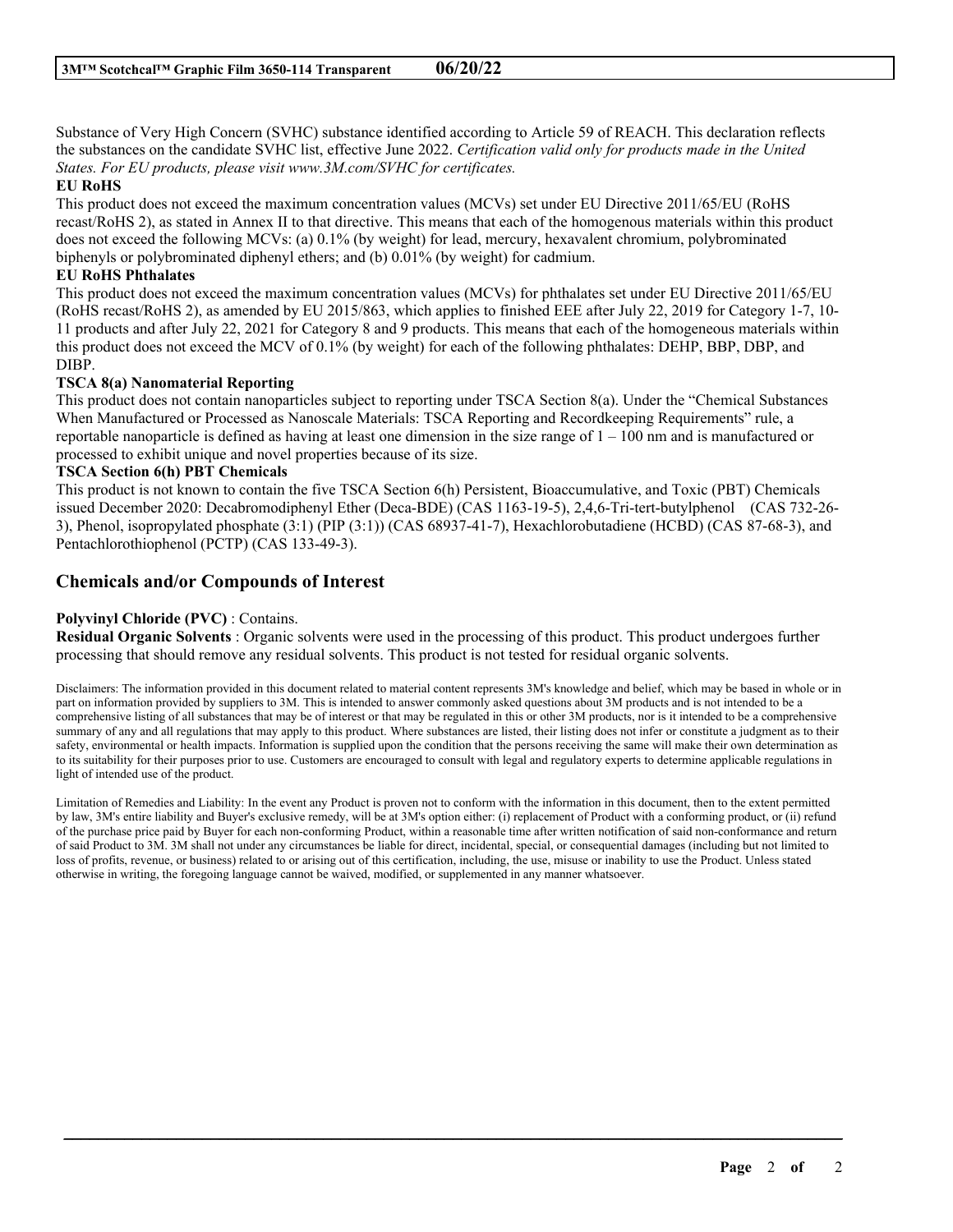Substance of Very High Concern (SVHC) substance identified according to Article 59 of REACH. This declaration reflects the substances on the candidate SVHC list, effective June 2022. *Certification valid only for products made in the United States. For EU products, please visit www.3M.com/SVHC for certificates.*

**EU RoHS**

This product does not exceed the maximum concentration values (MCVs) set under EU Directive 2011/65/EU (RoHS recast/RoHS 2), as stated in Annex II to that directive. This means that each of the homogenous materials within this product does not exceed the following MCVs: (a) 0.1% (by weight) for lead, mercury, hexavalent chromium, polybrominated biphenyls or polybrominated diphenyl ethers; and (b) 0.01% (by weight) for cadmium.

**EU RoHS Phthalates**

This product does not exceed the maximum concentration values (MCVs) for phthalates set under EU Directive 2011/65/EU (RoHS recast/RoHS 2), as amended by EU 2015/863, which applies to finished EEE after July 22, 2019 for Category 1-7, 10-11 products and after July 22, 2021 for Category 8 and 9 products. This means that each of the homogeneous materials within this product does not exceed the MCV of 0.1% (by weight) for each of the following phthalates: DEHP, BBP, DBP, and DIBP.

**TSCA 8(a) Nanomaterial Reporting**

This product does not contain nanoparticles subject to reporting under TSCA Section 8(a). Under the "Chemical Substances When Manufactured or Processed as Nanoscale Materials: TSCA Reporting and Recordkeeping Requirements" rule, a reportable nanoparticle is defined as having at least one dimension in the size range of 1 – 100 nm and is manufactured or processed to exhibit unique and novel properties because of its size.

**TSCA Section 6(h) PBT Chemicals**

This product is not known to contain the five TSCA Section 6(h) Persistent, Bioaccumulative, and Toxic (PBT) Chemicals issued December 2020: Decabromodiphenyl Ether (Deca-BDE) (CAS 1163-19-5), 2,4,6-Tri-tert-butylphenol (CAS 732-26-3), Phenol, isopropylated phosphate (3:1) (PIP (3:1)) (CAS 68937-41-7), Hexachlorobutadiene (HCBD) (CAS 87-68-3), and Pentachlorothiophenol (PCTP) (CAS 133-49-3).

## Chemicals and/or Compounds of Interest

**Polyvinyl Chloride (PVC)** : Contains.

**Residual Organic Solvents** : Organic solvents were used in the processing of this product. This product undergoes further processing that should remove any residual solvents. This product is not tested for residual organic solvents.

Disclaimers: The information provided in this document related to material content represents 3M's knowledge and belief, which may be based in whole or in part on information provided by suppliers to 3M. This is intended to answer commonly asked questions about 3M products and is not intended to be a comprehensive listing of all substances that may be of interest or that may be regulated in this or other 3M products, nor is it intended to be a comprehensive summary of any and all regulations that may apply to this product. Where substances are listed, their listing does not infer or constitute a judgment as to their safety, environmental or health impacts. Information is supplied upon the condition that the persons receiving the same will make their own determination as to its suitability for their purposes prior to use. Customers are encouraged to consult with legal and regulatory experts to determine applicable regulations in light of intended use of the product.

Limitation of Remedies and Liability: In the event any Product is proven not to conform with the information in this document, then to the extent permitted by law, 3M's entire liability and Buyer's exclusive remedy, will be at 3M's option either: (i) replacement of Product with a conforming product, or (ii) refund of the purchase price paid by Buyer for each non-conforming Product, within a reasonable time after written notification of said non-conformance and return of said Product to 3M. 3M shall not under any circumstances be liable for direct, incidental, special, or consequential damages (including but not limited to loss of profits, revenue, or business) related to or arising out of this certification, including, the use, misuse or inability to use the Product. Unless stated otherwise in writing, the foregoing language cannot be waived, modified, or supplemented in any manner whatsoever.